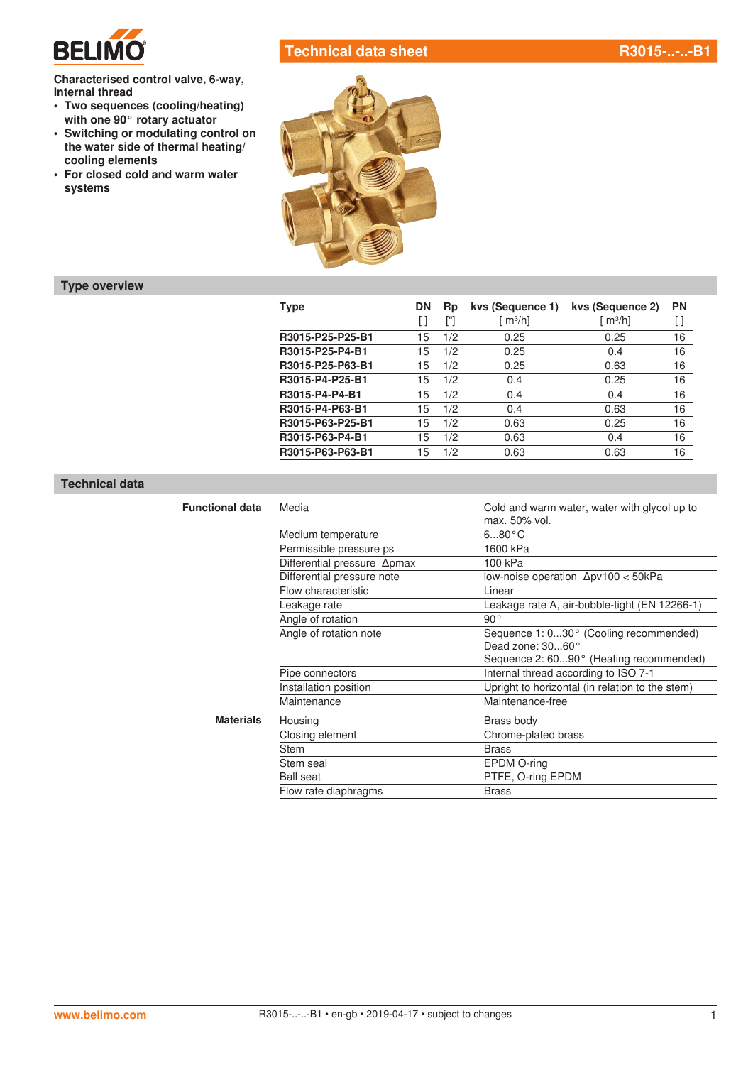# Technical data sheet R3015-..-..-B1

**Characterised control valve, 6-way, Internal thread**

- **Two sequences (cooling/heating) with one 90° rotary actuator**
- **Switching or modulating control on the water side of thermal heating/cooling elements**
- **For closed cold and warm water systems**

## Type overview

| Type | DN [ ] | Rp ["] | kvs (Sequence 1) [ m³/h] | kvs (Sequence 2) [ m³/h] | PN [ ] |
|---|---|---|---|---|---|
| **R3015-P25-P25-B1** | 15 | 1/2 | 0.25 | 0.25 | 16 |
| **R3015-P25-P4-B1** | 15 | 1/2 | 0.25 | 0.4 | 16 |
| **R3015-P25-P63-B1** | 15 | 1/2 | 0.25 | 0.63 | 16 |
| **R3015-P4-P25-B1** | 15 | 1/2 | 0.4 | 0.25 | 16 |
| **R3015-P4-P4-B1** | 15 | 1/2 | 0.4 | 0.4 | 16 |
| **R3015-P4-P63-B1** | 15 | 1/2 | 0.4 | 0.63 | 16 |
| **R3015-P63-P25-B1** | 15 | 1/2 | 0.63 | 0.25 | 16 |
| **R3015-P63-P4-B1** | 15 | 1/2 | 0.63 | 0.4 | 16 |
| **R3015-P63-P63-B1** | 15 | 1/2 | 0.63 | 0.63 | 16 |

## Technical data

| | | |
|---|---|---|
| **Functional data** | Media | Cold and warm water, water with glycol up to max. 50% vol. |
| | Medium temperature | 6...80°C |
| | Permissible pressure ps | 1600 kPa |
| | Differential pressure Δpmax | 100 kPa |
| | Differential pressure note | low-noise operation Δpv100 < 50kPa |
| | Flow characteristic | Linear |
| | Leakage rate | Leakage rate A, air-bubble-tight (EN 12266-1) |
| | Angle of rotation | 90° |
| | Angle of rotation note | Sequence 1: 0...30° (Cooling recommended)<br>Dead zone: 30...60°<br>Sequence 2: 60...90° (Heating recommended) |
| | Pipe connectors | Internal thread according to ISO 7-1 |
| | Installation position | Upright to horizontal (in relation to the stem) |
| | Maintenance | Maintenance-free |
| **Materials** | Housing | Brass body |
| | Closing element | Chrome-plated brass |
| | Stem | Brass |
| | Stem seal | EPDM O-ring |
| | Ball seat | PTFE, O-ring EPDM |
| | Flow rate diaphragms | Brass |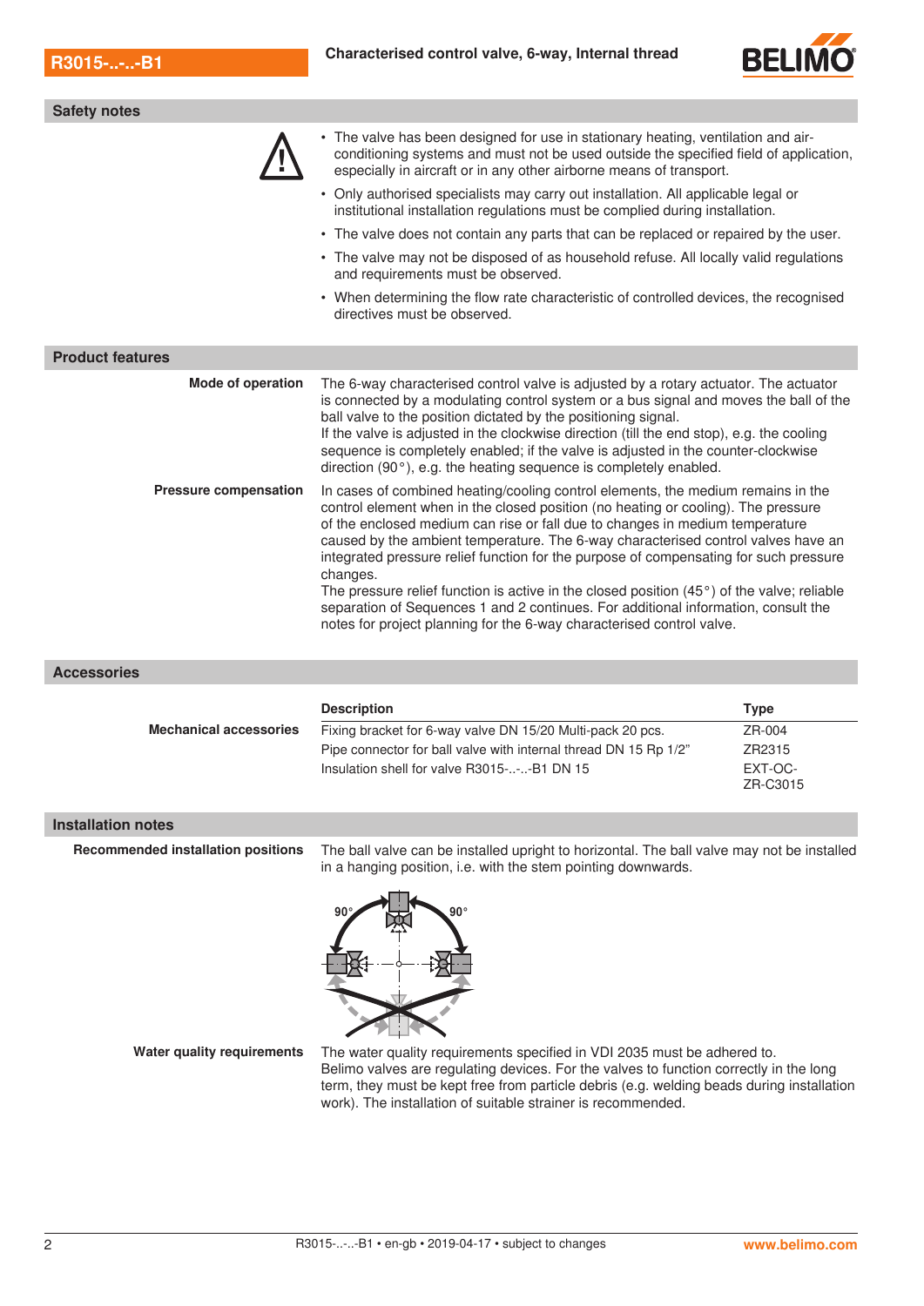## Safety notes

- The valve has been designed for use in stationary heating, ventilation and air-conditioning systems and must not be used outside the specified field of application, especially in aircraft or in any other airborne means of transport.
- Only authorised specialists may carry out installation. All applicable legal or institutional installation regulations must be complied during installation.
- The valve does not contain any parts that can be replaced or repaired by the user.
- The valve may not be disposed of as household refuse. All locally valid regulations and requirements must be observed.
- When determining the flow rate characteristic of controlled devices, the recognised directives must be observed.

## Product features

**Mode of operation**

The 6-way characterised control valve is adjusted by a rotary actuator. The actuator is connected by a modulating control system or a bus signal and moves the ball of the ball valve to the position dictated by the positioning signal.
If the valve is adjusted in the clockwise direction (till the end stop), e.g. the cooling sequence is completely enabled; if the valve is adjusted in the counter-clockwise direction (90°), e.g. the heating sequence is completely enabled.

**Pressure compensation**

In cases of combined heating/cooling control elements, the medium remains in the control element when in the closed position (no heating or cooling). The pressure of the enclosed medium can rise or fall due to changes in medium temperature caused by the ambient temperature. The 6-way characterised control valves have an integrated pressure relief function for the purpose of compensating for such pressure changes.
The pressure relief function is active in the closed position (45°) of the valve; reliable separation of Sequences 1 and 2 continues. For additional information, consult the notes for project planning for the 6-way characterised control valve.

## Accessories

| | Description | Type |
|---|---|---|
| **Mechanical accessories** | Fixing bracket for 6-way valve DN 15/20 Multi-pack 20 pcs. | ZR-004 |
| | Pipe connector for ball valve with internal thread DN 15 Rp 1/2" | ZR2315 |
| | Insulation shell for valve R3015-..-..-B1 DN 15 | EXT-OC-ZR-C3015 |

## Installation notes

**Recommended installation positions**

The ball valve can be installed upright to horizontal. The ball valve may not be installed in a hanging position, i.e. with the stem pointing downwards.

**Water quality requirements**

The water quality requirements specified in VDI 2035 must be adhered to.
Belimo valves are regulating devices. For the valves to function correctly in the long term, they must be kept free from particle debris (e.g. welding beads during installation work). The installation of suitable strainer is recommended.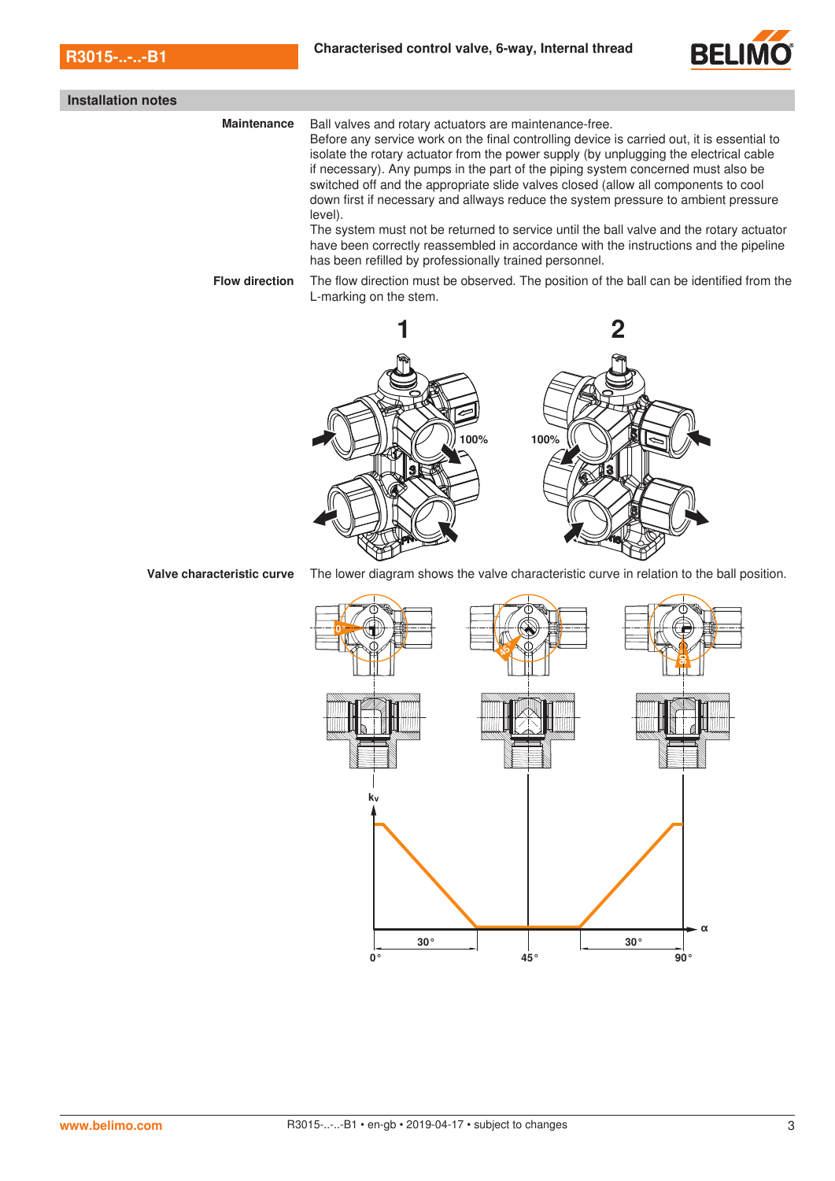## Installation notes

**Maintenance**

Ball valves and rotary actuators are maintenance-free.
Before any service work on the final controlling device is carried out, it is essential to isolate the rotary actuator from the power supply (by unplugging the electrical cable if necessary). Any pumps in the part of the piping system concerned must also be switched off and the appropriate slide valves closed (allow all components to cool down first if necessary and allways reduce the system pressure to ambient pressure level).
The system must not be returned to service until the ball valve and the rotary actuator have been correctly reassembled in accordance with the instructions and the pipeline has been refilled by professionally trained personnel.

**Flow direction**

The flow direction must be observed. The position of the ball can be identified from the L-marking on the stem.

**Valve characteristic curve**

The lower diagram shows the valve characteristic curve in relation to the ball position.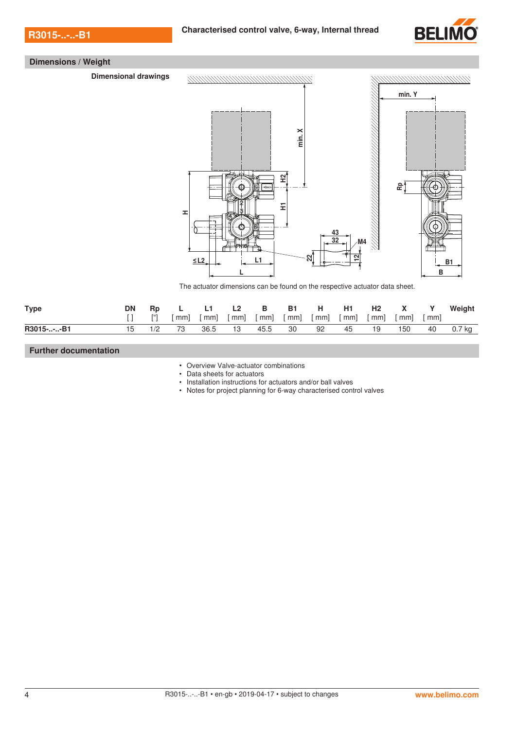## Dimensions / Weight

**Dimensional drawings**

The actuator dimensions can be found on the respective actuator data sheet.

| Type | DN<br>[ ] | Rp<br>["] | L<br>[ mm] | L1<br>[ mm] | L2<br>[ mm] | B<br>[ mm] | B1<br>[ mm] | H<br>[ mm] | H1<br>[ mm] | H2<br>[ mm] | X<br>[ mm] | Y<br>[ mm] | Weight |
|---|---|---|---|---|---|---|---|---|---|---|---|---|---|
| R3015-..-..-B1 | 15 | 1/2 | 73 | 36.5 | 13 | 45.5 | 30 | 92 | 45 | 19 | 150 | 40 | 0.7 kg |

## Further documentation

- Overview Valve-actuator combinations
- Data sheets for actuators
- Installation instructions for actuators and/or ball valves
- Notes for project planning for 6-way characterised control valves